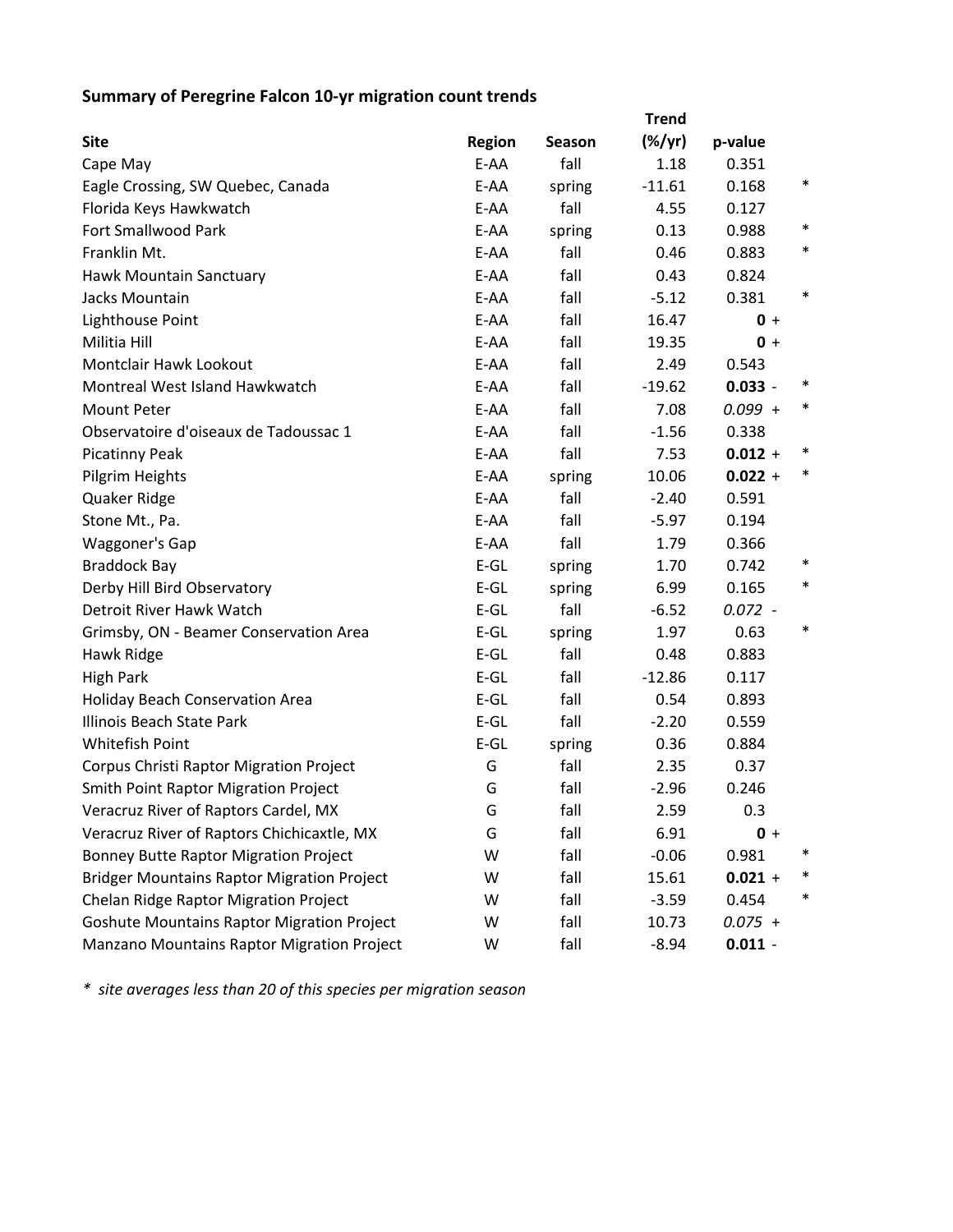**Summary of Peregrine Falcon 10-yr migration count trends**

| Site | Region | Season | Trend (%/yr) | p-value | |
|---|---|---|---|---|---|
| Cape May | E-AA | fall | 1.18 | 0.351 | |
| Eagle Crossing, SW Quebec, Canada | E-AA | spring | -11.61 | 0.168 | * |
| Florida Keys Hawkwatch | E-AA | fall | 4.55 | 0.127 | |
| Fort Smallwood Park | E-AA | spring | 0.13 | 0.988 | * |
| Franklin Mt. | E-AA | fall | 0.46 | 0.883 | * |
| Hawk Mountain Sanctuary | E-AA | fall | 0.43 | 0.824 | |
| Jacks Mountain | E-AA | fall | -5.12 | 0.381 | * |
| Lighthouse Point | E-AA | fall | 16.47 | **0** + | |
| Militia Hill | E-AA | fall | 19.35 | **0** + | |
| Montclair Hawk Lookout | E-AA | fall | 2.49 | 0.543 | |
| Montreal West Island Hawkwatch | E-AA | fall | -19.62 | **0.033** - | * |
| Mount Peter | E-AA | fall | 7.08 | *0.099* + | * |
| Observatoire d'oiseaux de Tadoussac 1 | E-AA | fall | -1.56 | 0.338 | |
| Picatinny Peak | E-AA | fall | 7.53 | **0.012** + | * |
| Pilgrim Heights | E-AA | spring | 10.06 | **0.022** + | * |
| Quaker Ridge | E-AA | fall | -2.40 | 0.591 | |
| Stone Mt., Pa. | E-AA | fall | -5.97 | 0.194 | |
| Waggoner's Gap | E-AA | fall | 1.79 | 0.366 | |
| Braddock Bay | E-GL | spring | 1.70 | 0.742 | * |
| Derby Hill Bird Observatory | E-GL | spring | 6.99 | 0.165 | * |
| Detroit River Hawk Watch | E-GL | fall | -6.52 | *0.072* - | |
| Grimsby, ON - Beamer Conservation Area | E-GL | spring | 1.97 | 0.63 | * |
| Hawk Ridge | E-GL | fall | 0.48 | 0.883 | |
| High Park | E-GL | fall | -12.86 | 0.117 | |
| Holiday Beach Conservation Area | E-GL | fall | 0.54 | 0.893 | |
| Illinois Beach State Park | E-GL | fall | -2.20 | 0.559 | |
| Whitefish Point | E-GL | spring | 0.36 | 0.884 | |
| Corpus Christi Raptor Migration Project | G | fall | 2.35 | 0.37 | |
| Smith Point Raptor Migration Project | G | fall | -2.96 | 0.246 | |
| Veracruz River of Raptors Cardel, MX | G | fall | 2.59 | 0.3 | |
| Veracruz River of Raptors Chichicaxtle, MX | G | fall | 6.91 | **0** + | |
| Bonney Butte Raptor Migration Project | W | fall | -0.06 | 0.981 | * |
| Bridger Mountains Raptor Migration Project | W | fall | 15.61 | **0.021** + | * |
| Chelan Ridge Raptor Migration Project | W | fall | -3.59 | 0.454 | * |
| Goshute Mountains Raptor Migration Project | W | fall | 10.73 | *0.075* + | |
| Manzano Mountains Raptor Migration Project | W | fall | -8.94 | **0.011** - | |

*\* site averages less than 20 of this species per migration season*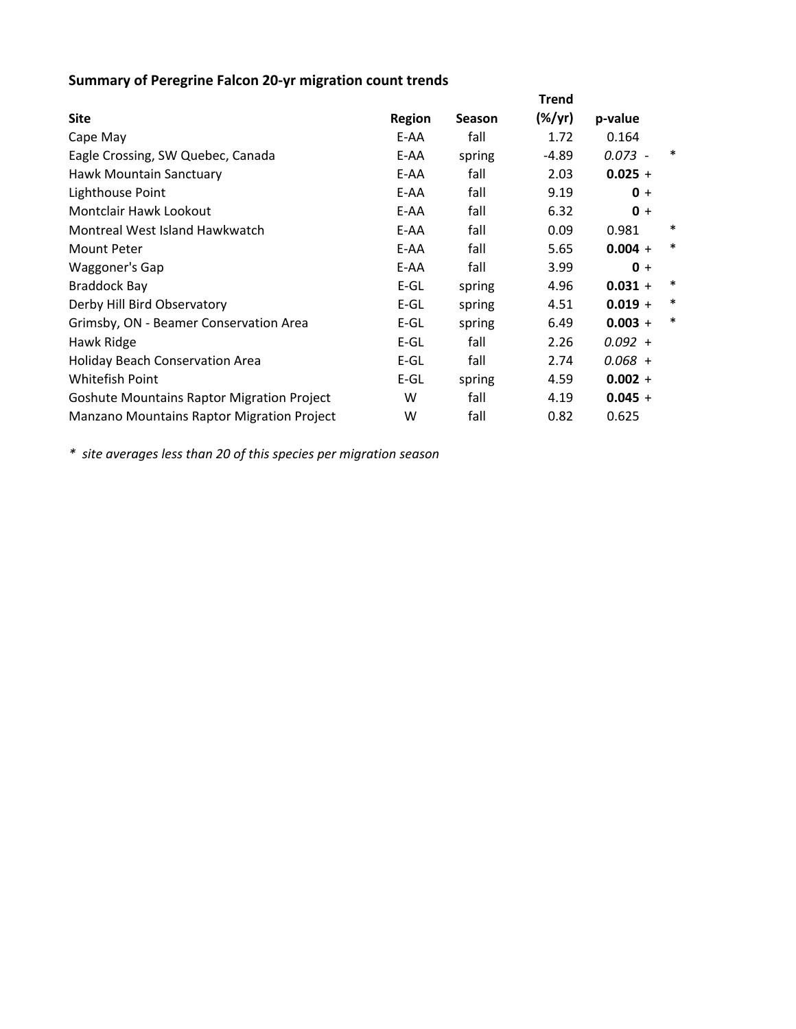**Summary of Peregrine Falcon 20-yr migration count trends**

| Site | Region | Season | Trend (%/yr) | p-value | | |
|---|---|---|---|---|---|---|
| Cape May | E-AA | fall | 1.72 | 0.164 | | |
| Eagle Crossing, SW Quebec, Canada | E-AA | spring | -4.89 | *0.073* | - | * |
| Hawk Mountain Sanctuary | E-AA | fall | 2.03 | **0.025** | + | |
| Lighthouse Point | E-AA | fall | 9.19 | **0** | + | |
| Montclair Hawk Lookout | E-AA | fall | 6.32 | **0** | + | |
| Montreal West Island Hawkwatch | E-AA | fall | 0.09 | 0.981 | | * |
| Mount Peter | E-AA | fall | 5.65 | **0.004** | + | * |
| Waggoner's Gap | E-AA | fall | 3.99 | **0** | + | |
| Braddock Bay | E-GL | spring | 4.96 | **0.031** | + | * |
| Derby Hill Bird Observatory | E-GL | spring | 4.51 | **0.019** | + | * |
| Grimsby, ON - Beamer Conservation Area | E-GL | spring | 6.49 | **0.003** | + | * |
| Hawk Ridge | E-GL | fall | 2.26 | *0.092* | + | |
| Holiday Beach Conservation Area | E-GL | fall | 2.74 | *0.068* | + | |
| Whitefish Point | E-GL | spring | 4.59 | **0.002** | + | |
| Goshute Mountains Raptor Migration Project | W | fall | 4.19 | **0.045** | + | |
| Manzano Mountains Raptor Migration Project | W | fall | 0.82 | 0.625 | | |

*\* site averages less than 20 of this species per migration season*